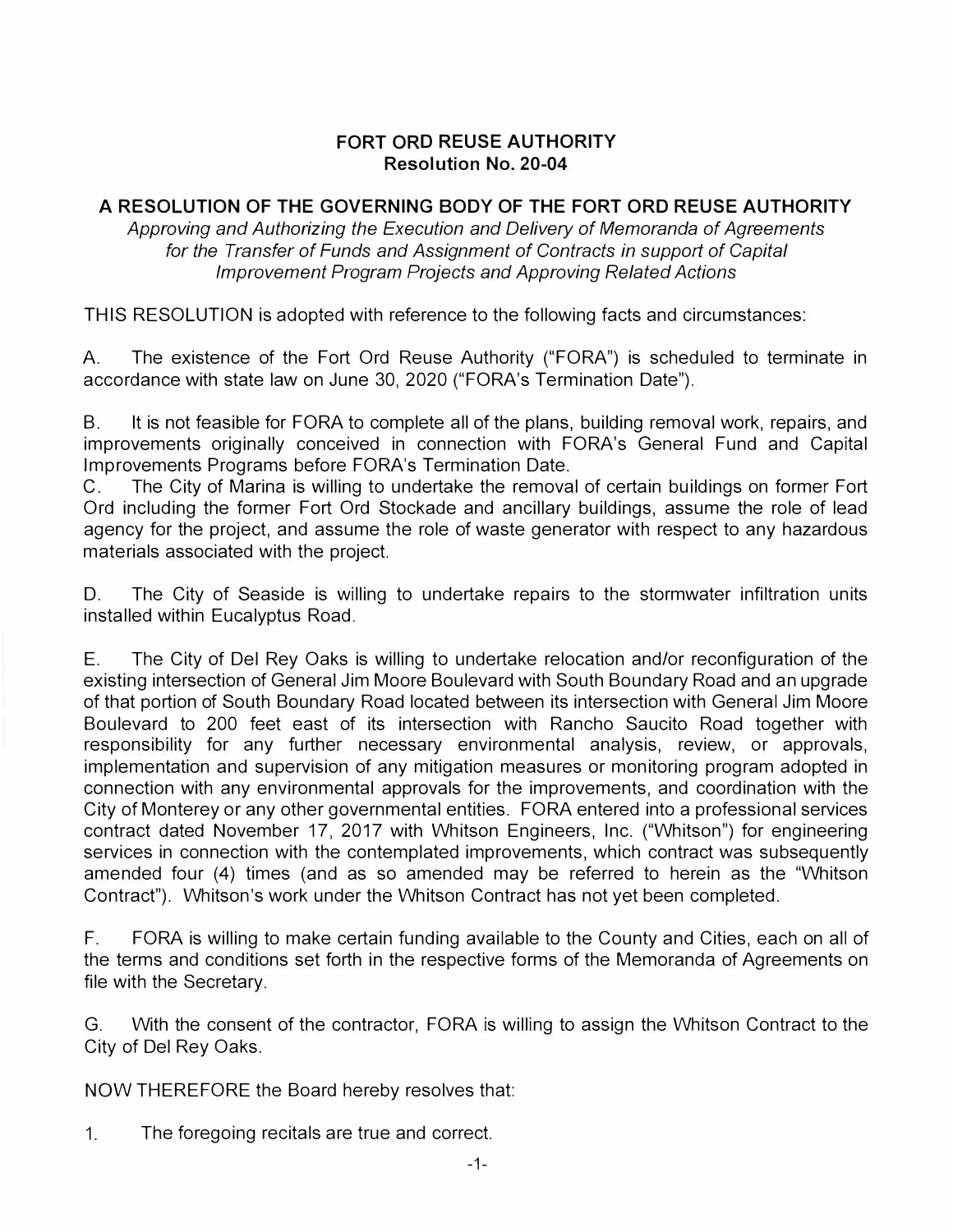**FORT ORD REUSE AUTHORITY**
**Resolution No. 20-04**

**A RESOLUTION OF THE GOVERNING BODY OF THE FORT ORD REUSE AUTHORITY**
*Approving and Authorizing the Execution and Delivery of Memoranda of Agreements for the Transfer of Funds and Assignment of Contracts in support of Capital Improvement Program Projects and Approving Related Actions*

THIS RESOLUTION is adopted with reference to the following facts and circumstances:

A. The existence of the Fort Ord Reuse Authority ("FORA") is scheduled to terminate in accordance with state law on June 30, 2020 ("FORA's Termination Date").

B. It is not feasible for FORA to complete all of the plans, building removal work, repairs, and improvements originally conceived in connection with FORA's General Fund and Capital Improvements Programs before FORA's Termination Date.

C. The City of Marina is willing to undertake the removal of certain buildings on former Fort Ord including the former Fort Ord Stockade and ancillary buildings, assume the role of lead agency for the project, and assume the role of waste generator with respect to any hazardous materials associated with the project.

D. The City of Seaside is willing to undertake repairs to the stormwater infiltration units installed within Eucalyptus Road.

E. The City of Del Rey Oaks is willing to undertake relocation and/or reconfiguration of the existing intersection of General Jim Moore Boulevard with South Boundary Road and an upgrade of that portion of South Boundary Road located between its intersection with General Jim Moore Boulevard to 200 feet east of its intersection with Rancho Saucito Road together with responsibility for any further necessary environmental analysis, review, or approvals, implementation and supervision of any mitigation measures or monitoring program adopted in connection with any environmental approvals for the improvements, and coordination with the City of Monterey or any other governmental entities. FORA entered into a professional services contract dated November 17, 2017 with Whitson Engineers, Inc. ("Whitson") for engineering services in connection with the contemplated improvements, which contract was subsequently amended four (4) times (and as so amended may be referred to herein as the "Whitson Contract"). Whitson's work under the Whitson Contract has not yet been completed.

F. FORA is willing to make certain funding available to the County and Cities, each on all of the terms and conditions set forth in the respective forms of the Memoranda of Agreements on file with the Secretary.

G. With the consent of the contractor, FORA is willing to assign the Whitson Contract to the City of Del Rey Oaks.

NOW THEREFORE the Board hereby resolves that:

1. The foregoing recitals are true and correct.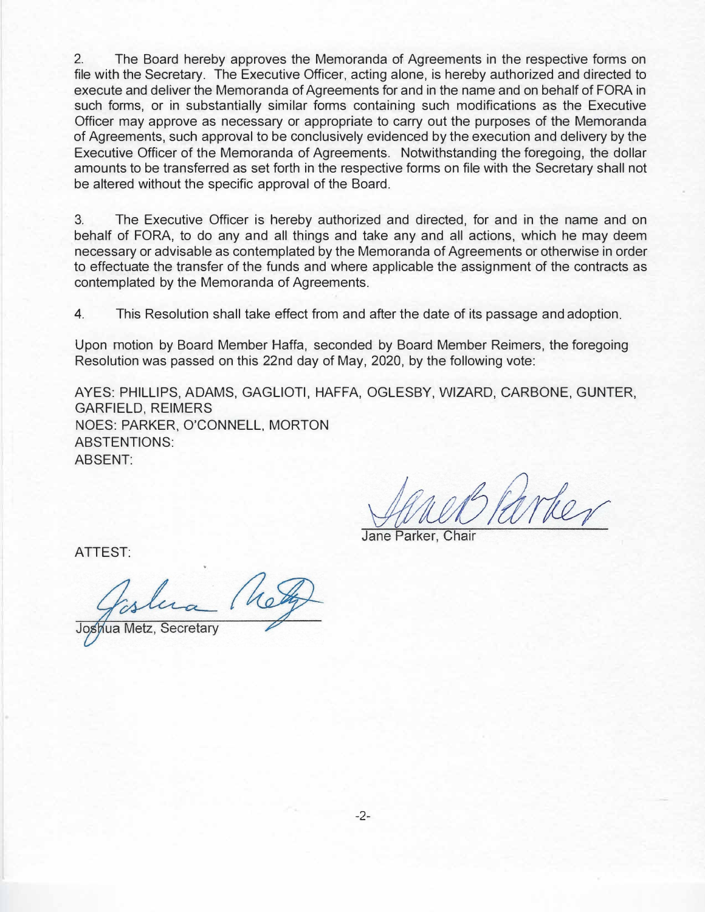2. The Board hereby approves the Memoranda of Agreements in the respective forms on file with the Secretary. The Executive Officer, acting alone, is hereby authorized and directed to execute and deliver the Memoranda of Agreements for and in the name and on behalf of FORA in such forms, or in substantially similar forms containing such modifications as the Executive Officer may approve as necessary or appropriate to carry out the purposes of the Memoranda of Agreements, such approval to be conclusively evidenced by the execution and delivery by the Executive Officer of the Memoranda of Agreements. Notwithstanding the foregoing, the dollar amounts to be transferred as set forth in the respective forms on file with the Secretary shall not be altered without the specific approval of the Board.

3. The Executive Officer is hereby authorized and directed, for and in the name and on behalf of FORA, to do any and all things and take any and all actions, which he may deem necessary or advisable as contemplated by the Memoranda of Agreements or otherwise in order to effectuate the transfer of the funds and where applicable the assignment of the contracts as contemplated by the Memoranda of Agreements.

4. This Resolution shall take effect from and after the date of its passage and adoption.

Upon motion by Board Member Haffa, seconded by Board Member Reimers, the foregoing Resolution was passed on this 22nd day of May, 2020, by the following vote:

AYES: PHILLIPS, ADAMS, GAGLIOTI, HAFFA, OGLESBY, WIZARD, CARBONE, GUNTER, GARFIELD, REIMERS
NOES: PARKER, O'CONNELL, MORTON
ABSTENTIONS:
ABSENT:

Jane Parker, Chair

ATTEST:

Joshua Metz, Secretary